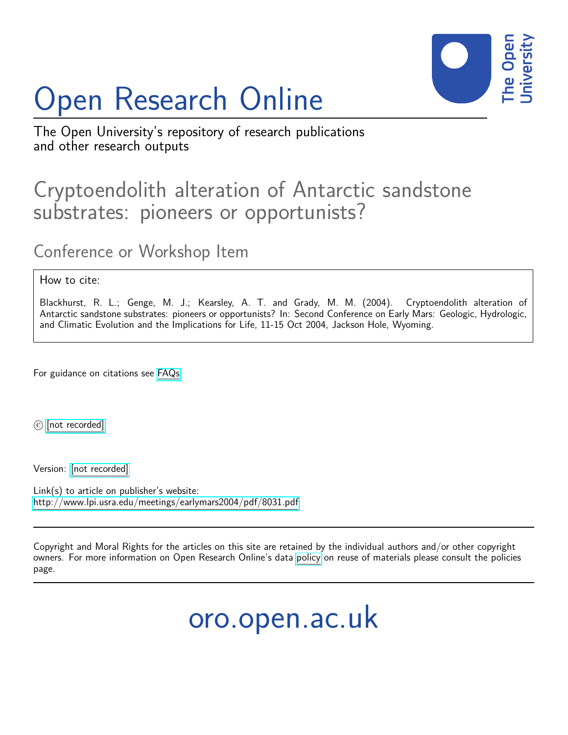# Open Research Online

The Open University's repository of research publications and other research outputs

## Cryptoendolith alteration of Antarctic sandstone substrates: pioneers or opportunists?

### Conference or Workshop Item

How to cite:

Blackhurst, R. L.; Genge, M. J.; Kearsley, A. T. and Grady, M. M. (2004). Cryptoendolith alteration of Antarctic sandstone substrates: pioneers or opportunists? In: Second Conference on Early Mars: Geologic, Hydrologic, and Climatic Evolution and the Implications for Life, 11-15 Oct 2004, Jackson Hole, Wyoming.

For guidance on citations see FAQs.

© [not recorded]

Version: [not recorded]

Link(s) to article on publisher's website:
http://www.lpi.usra.edu/meetings/earlymars2004/pdf/8031.pdf

Copyright and Moral Rights for the articles on this site are retained by the individual authors and/or other copyright owners. For more information on Open Research Online's data policy on reuse of materials please consult the policies page.

oro.open.ac.uk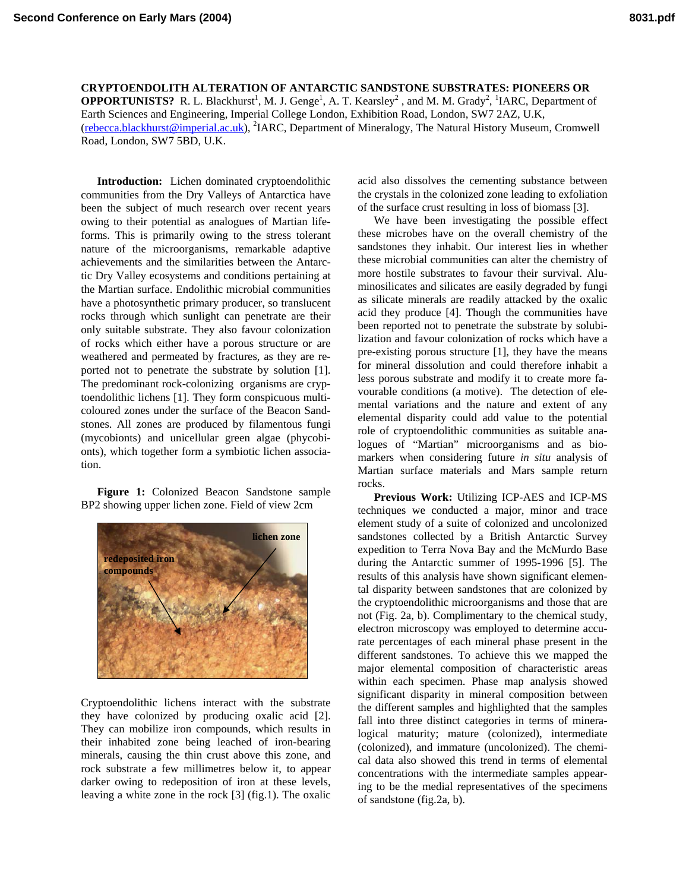**CRYPTOENDOLITH ALTERATION OF ANTARCTIC SANDSTONE SUBSTRATES: PIONEERS OR OPPORTUNISTS?** R. L. Blackhurst[1], M. J. Genge[1], A. T. Kearsley[2], and M. M. Grady[2], [1]IARC, Department of Earth Sciences and Engineering, Imperial College London, Exhibition Road, London, SW7 2AZ, U.K, (rebecca.blackhurst@imperial.ac.uk), [2]IARC, Department of Mineralogy, The Natural History Museum, Cromwell Road, London, SW7 5BD, U.K.

**Introduction:** Lichen dominated cryptoendolithic communities from the Dry Valleys of Antarctica have been the subject of much research over recent years owing to their potential as analogues of Martian life-forms. This is primarily owing to the stress tolerant nature of the microorganisms, remarkable adaptive achievements and the similarities between the Antarctic Dry Valley ecosystems and conditions pertaining at the Martian surface. Endolithic microbial communities have a photosynthetic primary producer, so translucent rocks through which sunlight can penetrate are their only suitable substrate. They also favour colonization of rocks which either have a porous structure or are weathered and permeated by fractures, as they are reported not to penetrate the substrate by solution [1]. The predominant rock-colonizing organisms are cryptoendolithic lichens [1]. They form conspicuous multi-coloured zones under the surface of the Beacon Sandstones. All zones are produced by filamentous fungi (mycobionts) and unicellular green algae (phycobionts), which together form a symbiotic lichen association.

**Figure 1:** Colonized Beacon Sandstone sample BP2 showing upper lichen zone. Field of view 2cm

Cryptoendolithic lichens interact with the substrate they have colonized by producing oxalic acid [2]. They can mobilize iron compounds, which results in their inhabited zone being leached of iron-bearing minerals, causing the thin crust above this zone, and rock substrate a few millimetres below it, to appear darker owing to redeposition of iron at these levels, leaving a white zone in the rock [3] (fig.1). The oxalic acid also dissolves the cementing substance between the crystals in the colonized zone leading to exfoliation of the surface crust resulting in loss of biomass [3].

We have been investigating the possible effect these microbes have on the overall chemistry of the sandstones they inhabit. Our interest lies in whether these microbial communities can alter the chemistry of more hostile substrates to favour their survival. Aluminosilicates and silicates are easily degraded by fungi as silicate minerals are readily attacked by the oxalic acid they produce [4]. Though the communities have been reported not to penetrate the substrate by solubilization and favour colonization of rocks which have a pre-existing porous structure [1], they have the means for mineral dissolution and could therefore inhabit a less porous substrate and modify it to create more favourable conditions (a motive). The detection of elemental variations and the nature and extent of any elemental disparity could add value to the potential role of cryptoendolithic communities as suitable analogues of "Martian" microorganisms and as biomarkers when considering future *in situ* analysis of Martian surface materials and Mars sample return rocks.

**Previous Work:** Utilizing ICP-AES and ICP-MS techniques we conducted a major, minor and trace element study of a suite of colonized and uncolonized sandstones collected by a British Antarctic Survey expedition to Terra Nova Bay and the McMurdo Base during the Antarctic summer of 1995-1996 [5]. The results of this analysis have shown significant elemental disparity between sandstones that are colonized by the cryptoendolithic microorganisms and those that are not (Fig. 2a, b). Complimentary to the chemical study, electron microscopy was employed to determine accurate percentages of each mineral phase present in the different sandstones. To achieve this we mapped the major elemental composition of characteristic areas within each specimen. Phase map analysis showed significant disparity in mineral composition between the different samples and highlighted that the samples fall into three distinct categories in terms of mineralogical maturity; mature (colonized), intermediate (colonized), and immature (uncolonized). The chemical data also showed this trend in terms of elemental concentrations with the intermediate samples appearing to be the medial representatives of the specimens of sandstone (fig.2a, b).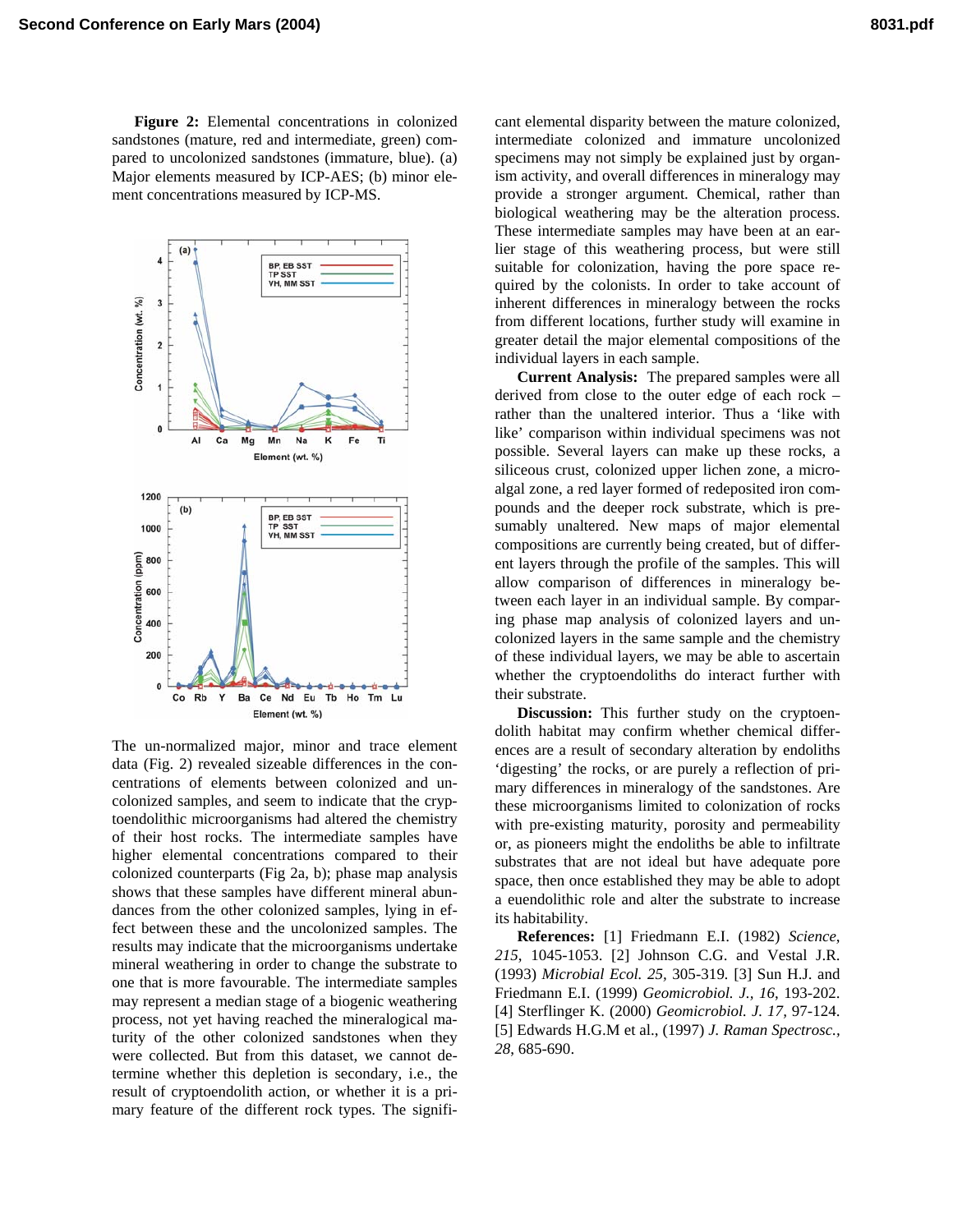**Figure 2:** Elemental concentrations in colonized sandstones (mature, red and intermediate, green) compared to uncolonized sandstones (immature, blue). (a) Major elements measured by ICP-AES; (b) minor element concentrations measured by ICP-MS.

(a)
Concentration (wt. %)
0
1
2
3
4
Al Ca Mg Mn Na K Fe Ti
Element (wt. %)
BP, EB SST
TP SST
VH, MM SST

(b)
Concentration (ppm)
0
200
400
600
800
1000
1200
Co Rb Y Ba Ce Nd Eu Tb Ho Tm Lu
Element (wt. %)
BP, EB SST
TP SST
VH, MM SST

The un-normalized major, minor and trace element data (Fig. 2) revealed sizeable differences in the concentrations of elements between colonized and uncolonized samples, and seem to indicate that the cryptoendolithic microorganisms had altered the chemistry of their host rocks. The intermediate samples have higher elemental concentrations compared to their colonized counterparts (Fig 2a, b); phase map analysis shows that these samples have different mineral abundances from the other colonized samples, lying in effect between these and the uncolonized samples. The results may indicate that the microorganisms undertake mineral weathering in order to change the substrate to one that is more favourable. The intermediate samples may represent a median stage of a biogenic weathering process, not yet having reached the mineralogical maturity of the other colonized sandstones when they were collected. But from this dataset, we cannot determine whether this depletion is secondary, i.e., the result of cryptoendolith action, or whether it is a primary feature of the different rock types. The significant elemental disparity between the mature colonized, intermediate colonized and immature uncolonized specimens may not simply be explained just by organism activity, and overall differences in mineralogy may provide a stronger argument. Chemical, rather than biological weathering may be the alteration process. These intermediate samples may have been at an earlier stage of this weathering process, but were still suitable for colonization, having the pore space required by the colonists. In order to take account of inherent differences in mineralogy between the rocks from different locations, further study will examine in greater detail the major elemental compositions of the individual layers in each sample.

**Current Analysis:** The prepared samples were all derived from close to the outer edge of each rock – rather than the unaltered interior. Thus a 'like with like' comparison within individual specimens was not possible. Several layers can make up these rocks, a siliceous crust, colonized upper lichen zone, a microalgal zone, a red layer formed of redeposited iron compounds and the deeper rock substrate, which is presumably unaltered. New maps of major elemental compositions are currently being created, but of different layers through the profile of the samples. This will allow comparison of differences in mineralogy between each layer in an individual sample. By comparing phase map analysis of colonized layers and uncolonized layers in the same sample and the chemistry of these individual layers, we may be able to ascertain whether the cryptoendoliths do interact further with their substrate.

**Discussion:** This further study on the cryptoendolith habitat may confirm whether chemical differences are a result of secondary alteration by endoliths 'digesting' the rocks, or are purely a reflection of primary differences in mineralogy of the sandstones. Are these microorganisms limited to colonization of rocks with pre-existing maturity, porosity and permeability or, as pioneers might the endoliths be able to infiltrate substrates that are not ideal but have adequate pore space, then once established they may be able to adopt a euendolithic role and alter the substrate to increase its habitability.

**References:** [1] Friedmann E.I. (1982) *Science, 215*, 1045-1053. [2] Johnson C.G. and Vestal J.R. (1993) *Microbial Ecol. 25*, 305-319. [3] Sun H.J. and Friedmann E.I. (1999) *Geomicrobiol. J., 16*, 193-202. [4] Sterflinger K. (2000) *Geomicrobiol. J. 17*, 97-124. [5] Edwards H.G.M et al., (1997) *J. Raman Spectrosc., 28*, 685-690.